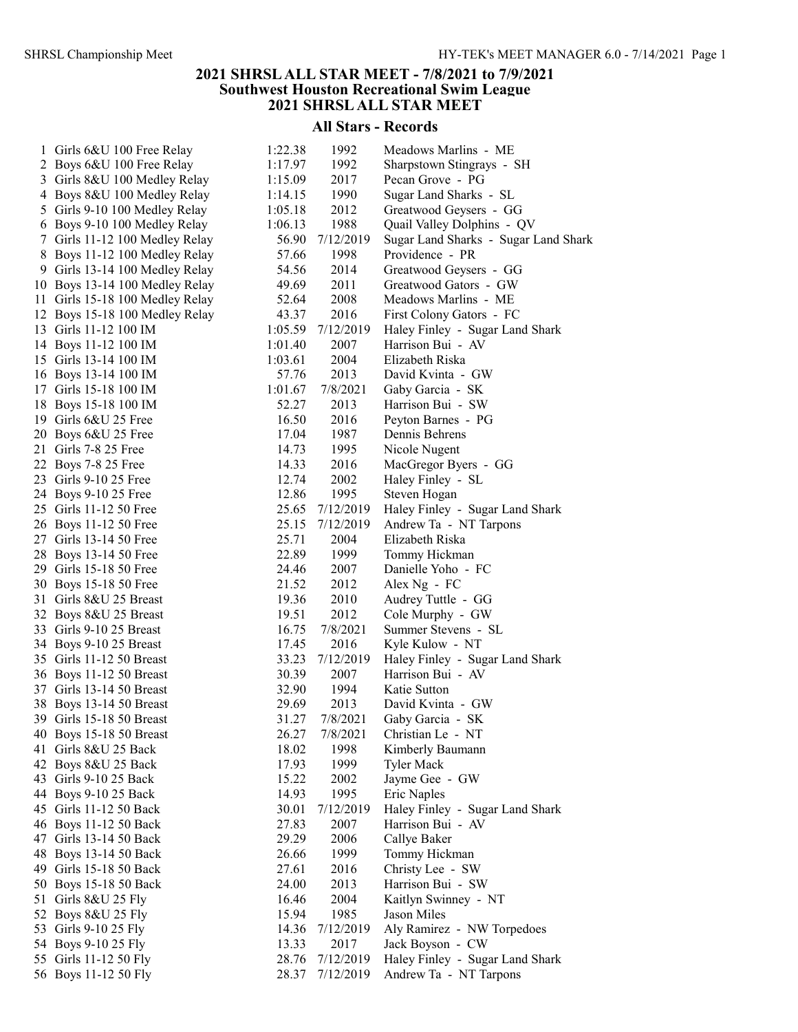# 2021 SHRSL ALL STAR MEET - 7/8/2021 to 7/9/2021
## Southwest Houston Recreational Swim League
## 2021 SHRSL ALL STAR MEET

### All Stars - Records

| # | Event | Time | Date | Record Holder |
|---|---|---|---|---|
| 1 | Girls 6&U 100 Free Relay | 1:22.38 | 1992 | Meadows Marlins - ME |
| 2 | Boys 6&U 100 Free Relay | 1:17.97 | 1992 | Sharpstown Stingrays - SH |
| 3 | Girls 8&U 100 Medley Relay | 1:15.09 | 2017 | Pecan Grove - PG |
| 4 | Boys 8&U 100 Medley Relay | 1:14.15 | 1990 | Sugar Land Sharks - SL |
| 5 | Girls 9-10 100 Medley Relay | 1:05.18 | 2012 | Greatwood Geysers - GG |
| 6 | Boys 9-10 100 Medley Relay | 1:06.13 | 1988 | Quail Valley Dolphins - QV |
| 7 | Girls 11-12 100 Medley Relay | 56.90 | 7/12/2019 | Sugar Land Sharks - Sugar Land Shark |
| 8 | Boys 11-12 100 Medley Relay | 57.66 | 1998 | Providence - PR |
| 9 | Girls 13-14 100 Medley Relay | 54.56 | 2014 | Greatwood Geysers - GG |
| 10 | Boys 13-14 100 Medley Relay | 49.69 | 2011 | Greatwood Gators - GW |
| 11 | Girls 15-18 100 Medley Relay | 52.64 | 2008 | Meadows Marlins - ME |
| 12 | Boys 15-18 100 Medley Relay | 43.37 | 2016 | First Colony Gators - FC |
| 13 | Girls 11-12 100 IM | 1:05.59 | 7/12/2019 | Haley Finley - Sugar Land Shark |
| 14 | Boys 11-12 100 IM | 1:01.40 | 2007 | Harrison Bui - AV |
| 15 | Girls 13-14 100 IM | 1:03.61 | 2004 | Elizabeth Riska |
| 16 | Boys 13-14 100 IM | 57.76 | 2013 | David Kvinta - GW |
| 17 | Girls 15-18 100 IM | 1:01.67 | 7/8/2021 | Gaby Garcia - SK |
| 18 | Boys 15-18 100 IM | 52.27 | 2013 | Harrison Bui - SW |
| 19 | Girls 6&U 25 Free | 16.50 | 2016 | Peyton Barnes - PG |
| 20 | Boys 6&U 25 Free | 17.04 | 1987 | Dennis Behrens |
| 21 | Girls 7-8 25 Free | 14.73 | 1995 | Nicole Nugent |
| 22 | Boys 7-8 25 Free | 14.33 | 2016 | MacGregor Byers - GG |
| 23 | Girls 9-10 25 Free | 12.74 | 2002 | Haley Finley - SL |
| 24 | Boys 9-10 25 Free | 12.86 | 1995 | Steven Hogan |
| 25 | Girls 11-12 50 Free | 25.65 | 7/12/2019 | Haley Finley - Sugar Land Shark |
| 26 | Boys 11-12 50 Free | 25.15 | 7/12/2019 | Andrew Ta - NT Tarpons |
| 27 | Girls 13-14 50 Free | 25.71 | 2004 | Elizabeth Riska |
| 28 | Boys 13-14 50 Free | 22.89 | 1999 | Tommy Hickman |
| 29 | Girls 15-18 50 Free | 24.46 | 2007 | Danielle Yoho - FC |
| 30 | Boys 15-18 50 Free | 21.52 | 2012 | Alex Ng - FC |
| 31 | Girls 8&U 25 Breast | 19.36 | 2010 | Audrey Tuttle - GG |
| 32 | Boys 8&U 25 Breast | 19.51 | 2012 | Cole Murphy - GW |
| 33 | Girls 9-10 25 Breast | 16.75 | 7/8/2021 | Summer Stevens - SL |
| 34 | Boys 9-10 25 Breast | 17.45 | 2016 | Kyle Kulow - NT |
| 35 | Girls 11-12 50 Breast | 33.23 | 7/12/2019 | Haley Finley - Sugar Land Shark |
| 36 | Boys 11-12 50 Breast | 30.39 | 2007 | Harrison Bui - AV |
| 37 | Girls 13-14 50 Breast | 32.90 | 1994 | Katie Sutton |
| 38 | Boys 13-14 50 Breast | 29.69 | 2013 | David Kvinta - GW |
| 39 | Girls 15-18 50 Breast | 31.27 | 7/8/2021 | Gaby Garcia - SK |
| 40 | Boys 15-18 50 Breast | 26.27 | 7/8/2021 | Christian Le - NT |
| 41 | Girls 8&U 25 Back | 18.02 | 1998 | Kimberly Baumann |
| 42 | Boys 8&U 25 Back | 17.93 | 1999 | Tyler Mack |
| 43 | Girls 9-10 25 Back | 15.22 | 2002 | Jayme Gee - GW |
| 44 | Boys 9-10 25 Back | 14.93 | 1995 | Eric Naples |
| 45 | Girls 11-12 50 Back | 30.01 | 7/12/2019 | Haley Finley - Sugar Land Shark |
| 46 | Boys 11-12 50 Back | 27.83 | 2007 | Harrison Bui - AV |
| 47 | Girls 13-14 50 Back | 29.29 | 2006 | Callye Baker |
| 48 | Boys 13-14 50 Back | 26.66 | 1999 | Tommy Hickman |
| 49 | Girls 15-18 50 Back | 27.61 | 2016 | Christy Lee - SW |
| 50 | Boys 15-18 50 Back | 24.00 | 2013 | Harrison Bui - SW |
| 51 | Girls 8&U 25 Fly | 16.46 | 2004 | Kaitlyn Swinney - NT |
| 52 | Boys 8&U 25 Fly | 15.94 | 1985 | Jason Miles |
| 53 | Girls 9-10 25 Fly | 14.36 | 7/12/2019 | Aly Ramirez - NW Torpedoes |
| 54 | Boys 9-10 25 Fly | 13.33 | 2017 | Jack Boyson - CW |
| 55 | Girls 11-12 50 Fly | 28.76 | 7/12/2019 | Haley Finley - Sugar Land Shark |
| 56 | Boys 11-12 50 Fly | 28.37 | 7/12/2019 | Andrew Ta - NT Tarpons |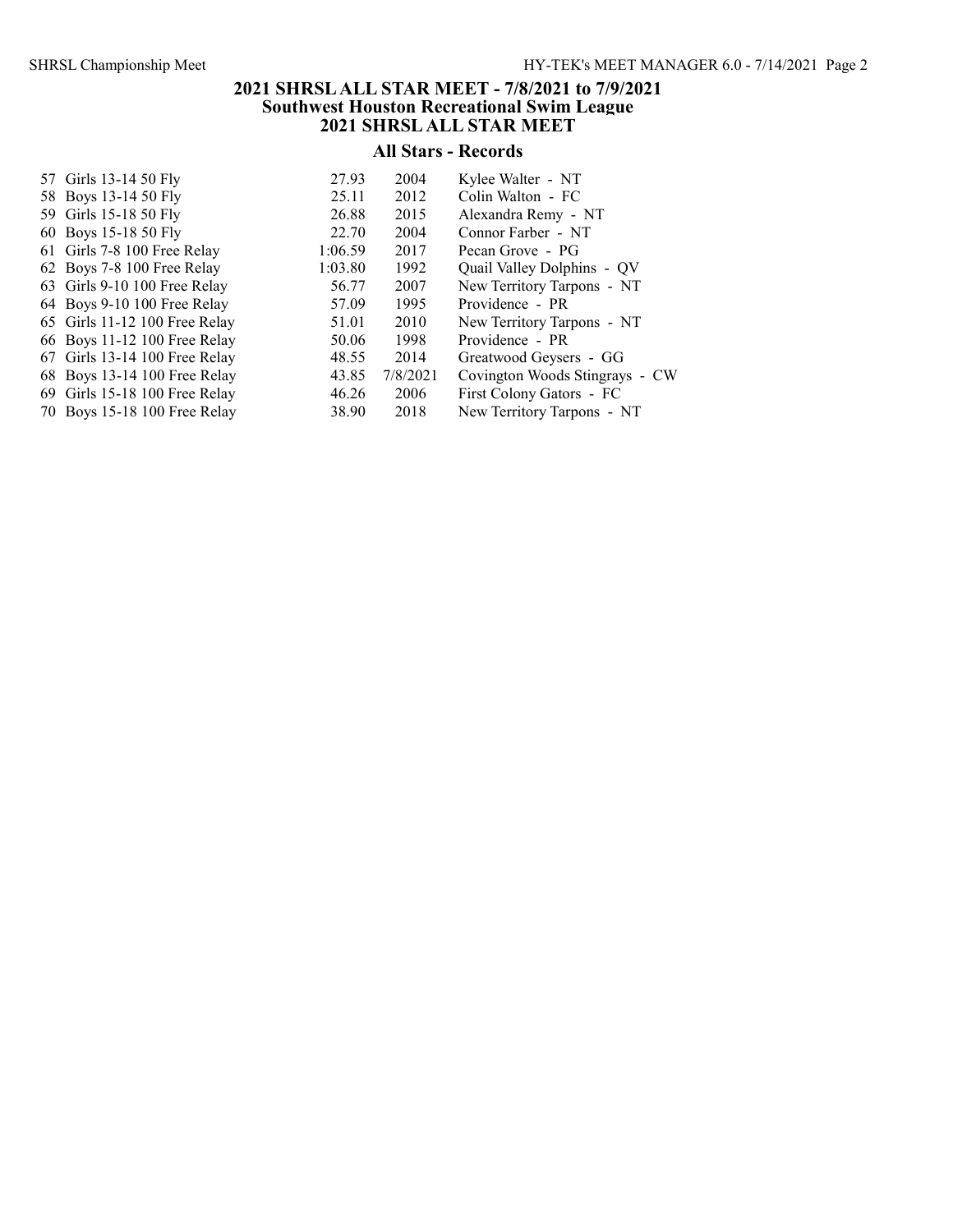## 2021 SHRSL ALL STAR MEET - 7/8/2021 to 7/9/2021
## Southwest Houston Recreational Swim League
## 2021 SHRSL ALL STAR MEET

### All Stars - Records

| | | | | |
|---|---|---|---|---|
| 57 | Girls 13-14 50 Fly | 27.93 | 2004 | Kylee Walter - NT |
| 58 | Boys 13-14 50 Fly | 25.11 | 2012 | Colin Walton - FC |
| 59 | Girls 15-18 50 Fly | 26.88 | 2015 | Alexandra Remy - NT |
| 60 | Boys 15-18 50 Fly | 22.70 | 2004 | Connor Farber - NT |
| 61 | Girls 7-8 100 Free Relay | 1:06.59 | 2017 | Pecan Grove - PG |
| 62 | Boys 7-8 100 Free Relay | 1:03.80 | 1992 | Quail Valley Dolphins - QV |
| 63 | Girls 9-10 100 Free Relay | 56.77 | 2007 | New Territory Tarpons - NT |
| 64 | Boys 9-10 100 Free Relay | 57.09 | 1995 | Providence - PR |
| 65 | Girls 11-12 100 Free Relay | 51.01 | 2010 | New Territory Tarpons - NT |
| 66 | Boys 11-12 100 Free Relay | 50.06 | 1998 | Providence - PR |
| 67 | Girls 13-14 100 Free Relay | 48.55 | 2014 | Greatwood Geysers - GG |
| 68 | Boys 13-14 100 Free Relay | 43.85 | 7/8/2021 | Covington Woods Stingrays - CW |
| 69 | Girls 15-18 100 Free Relay | 46.26 | 2006 | First Colony Gators - FC |
| 70 | Boys 15-18 100 Free Relay | 38.90 | 2018 | New Territory Tarpons - NT |